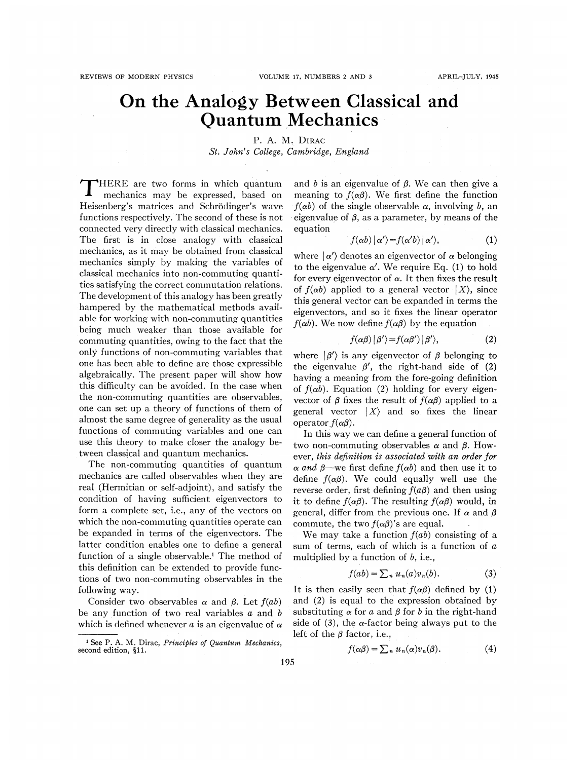# On the Analogy Between Classical and Quantum Mechanics

P. A. M. Dirac

*St. John's College, Cambridge, England*

THERE are two forms in which quantum mechanics may be expressed, based on Heisenberg's matrices and Schrödinger's wave functions respectively. The second of these is not connected very directly with classical mechanics. The first is in close analogy with classical mechanics, as it may be obtained from classical mechanics simply by making the variables of classical mechanics into non-commuting quantities satisfying the correct commutation relations. The development of this analogy has been greatly hampered by the mathematical methods available for working with non-commuting quantities being much weaker than those available for commuting quantities, owing to the fact that the only functions of non-commuting variables that one has been able to define are those expressible algebraically. The present paper will show how this difficulty can be avoided. In the case when the non-commuting quantities are observables, one can set up a theory of functions of them of almost the same degree of generality as the usual functions of commuting variables and one can use this theory to make closer the analogy between classical and quantum mechanics.

The non-commuting quantities of quantum mechanics are called observables when they are real (Hermitian or self-adjoint), and satisfy the condition of having sufficient eigenvectors to form a complete set, i.e., any of the vectors on which the non-commuting quantities operate can be expanded in terms of the eigenvectors. The latter condition enables one to define a general function of a single observable.[1] The method of this definition can be extended to provide functions of two non-commuting observables in the following way.

Consider two observables $\alpha$ and $\beta$. Let $f(ab)$ be any function of two real variables $a$ and $b$ which is defined whenever $a$ is an eigenvalue of $\alpha$ and $b$ is an eigenvalue of $\beta$. We can then give a meaning to $f(\alpha\beta)$. We first define the function $f(\alpha b)$ of the single observable $\alpha$, involving $b$, an eigenvalue of $\beta$, as a parameter, by means of the equation

$$f(\alpha b)\,|\alpha'\rangle = f(\alpha' b)\,|\alpha'\rangle, \tag{1}$$

where $|\alpha'\rangle$ denotes an eigenvector of $\alpha$ belonging to the eigenvalue $\alpha'$. We require Eq. (1) to hold for every eigenvector of $\alpha$. It then fixes the result of $f(\alpha b)$ applied to a general vector $|X\rangle$, since this general vector can be expanded in terms the eigenvectors, and so it fixes the linear operator $f(\alpha b)$. We now define $f(\alpha\beta)$ by the equation

$$f(\alpha\beta)\,|\beta'\rangle = f(\alpha\beta')\,|\beta'\rangle, \tag{2}$$

where $|\beta'\rangle$ is any eigenvector of $\beta$ belonging to the eigenvalue $\beta'$, the right-hand side of (2) having a meaning from the fore-going definition of $f(\alpha b)$. Equation (2) holding for every eigenvector of $\beta$ fixes the result of $f(\alpha\beta)$ applied to a general vector $|X\rangle$ and so fixes the linear operator $f(\alpha\beta)$.

In this way we can define a general function of two non-commuting observables $\alpha$ and $\beta$. However, *this definition is associated with an order for $\alpha$ and $\beta$*—we first define $f(\alpha b)$ and then use it to define $f(\alpha\beta)$. We could equally well use the reverse order, first defining $f(a\beta)$ and then using it to define $f(\alpha\beta)$. The resulting $f(\alpha\beta)$ would, in general, differ from the previous one. If $\alpha$ and $\beta$ commute, the two $f(\alpha\beta)$'s are equal.

We may take a function $f(ab)$ consisting of a sum of terms, each of which is a function of $a$ multiplied by a function of $b$, i.e.,

$$f(ab) = \textstyle\sum_n u_n(a)v_n(b). \tag{3}$$

It is then easily seen that $f(\alpha\beta)$ defined by (1) and (2) is equal to the expression obtained by substituting $\alpha$ for $a$ and $\beta$ for $b$ in the right-hand side of (3), the $\alpha$-factor being always put to the left of the $\beta$ factor, i.e.,

$$f(\alpha\beta) = \textstyle\sum_n u_n(\alpha)v_n(\beta). \tag{4}$$

[1] See P. A. M. Dirac, *Principles of Quantum Mechanics*, second edition, §11.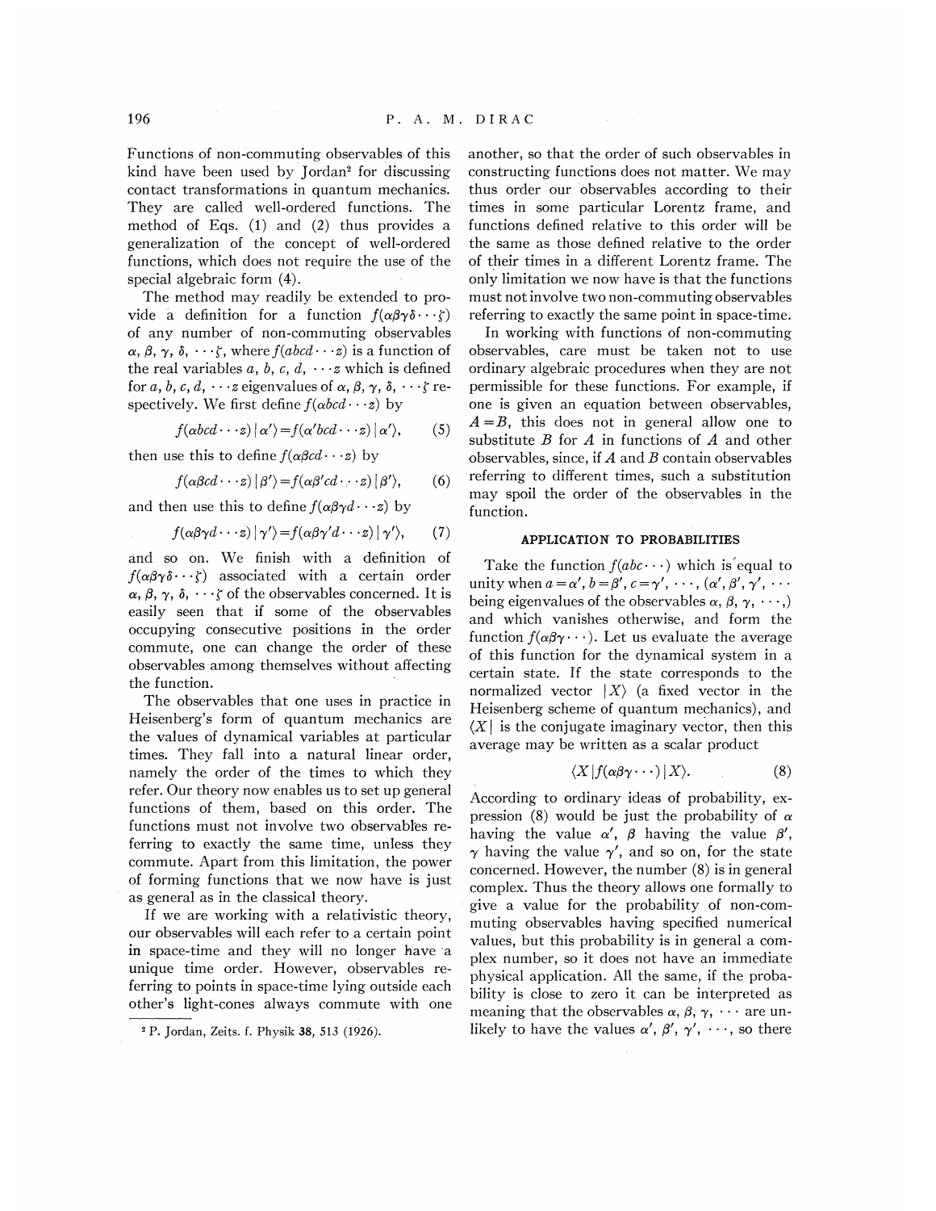Functions of non-commuting observables of this kind have been used by Jordan[2] for discussing contact transformations in quantum mechanics. They are called well-ordered functions. The method of Eqs. (1) and (2) thus provides a generalization of the concept of well-ordered functions, which does not require the use of the special algebraic form (4).

The method may readily be extended to provide a definition for a function $f(\alpha\beta\gamma\delta\cdots\zeta)$ of any number of non-commuting observables $\alpha, \beta, \gamma, \delta, \cdots\zeta$, where $f(abcd\cdots z)$ is a function of the real variables $a, b, c, d, \cdots z$ which is defined for $a, b, c, d, \cdots z$ eigenvalues of $\alpha, \beta, \gamma, \delta, \cdots\zeta$ respectively. We first define $f(\alpha bcd\cdots z)$ by

$$f(\alpha bcd\cdots z)|\alpha'\rangle = f(\alpha' bcd\cdots z)|\alpha'\rangle, \tag{5}$$

then use this to define $f(\alpha\beta cd\cdots z)$ by

$$f(\alpha\beta cd\cdots z)|\beta'\rangle = f(\alpha\beta' cd\cdots z)|\beta'\rangle, \tag{6}$$

and then use this to define $f(\alpha\beta\gamma d\cdots z)$ by

$$f(\alpha\beta\gamma d\cdots z)|\gamma'\rangle = f(\alpha\beta\gamma' d\cdots z)|\gamma'\rangle, \tag{7}$$

and so on. We finish with a definition of $f(\alpha\beta\gamma\delta\cdots\zeta)$ associated with a certain order $\alpha, \beta, \gamma, \delta, \cdots\zeta$ of the observables concerned. It is easily seen that if some of the observables occupying consecutive positions in the order commute, one can change the order of these observables among themselves without affecting the function.

The observables that one uses in practice in Heisenberg's form of quantum mechanics are the values of dynamical variables at particular times. They fall into a natural linear order, namely the order of the times to which they refer. Our theory now enables us to set up general functions of them, based on this order. The functions must not involve two observables referring to exactly the same time, unless they commute. Apart from this limitation, the power of forming functions that we now have is just as general as in the classical theory.

If we are working with a relativistic theory, our observables will each refer to a certain point in space-time and they will no longer have a unique time order. However, observables referring to points in space-time lying outside each other's light-cones always commute with one another, so that the order of such observables in constructing functions does not matter. We may thus order our observables according to their times in some particular Lorentz frame, and functions defined relative to this order will be the same as those defined relative to the order of their times in a different Lorentz frame. The only limitation we now have is that the functions must not involve two non-commuting observables referring to exactly the same point in space-time.

In working with functions of non-commuting observables, care must be taken not to use ordinary algebraic procedures when they are not permissible for these functions. For example, if one is given an equation between observables, $A=B$, this does not in general allow one to substitute $B$ for $A$ in functions of $A$ and other observables, since, if $A$ and $B$ contain observables referring to different times, such a substitution may spoil the order of the observables in the function.

### APPLICATION TO PROBABILITIES

Take the function $f(abc\cdots)$ which is equal to unity when $a=\alpha'$, $b=\beta'$, $c=\gamma'$, $\cdots$, $(\alpha', \beta', \gamma', \cdots$ being eigenvalues of the observables $\alpha, \beta, \gamma, \cdots,)$ and which vanishes otherwise, and form the function $f(\alpha\beta\gamma\cdots)$. Let us evaluate the average of this function for the dynamical system in a certain state. If the state corresponds to the normalized vector $|X\rangle$ (a fixed vector in the Heisenberg scheme of quantum mechanics), and $\langle X|$ is the conjugate imaginary vector, then this average may be written as a scalar product

$$\langle X|f(\alpha\beta\gamma\cdots)|X\rangle. \tag{8}$$

According to ordinary ideas of probability, expression (8) would be just the probability of $\alpha$ having the value $\alpha'$, $\beta$ having the value $\beta'$, $\gamma$ having the value $\gamma'$, and so on, for the state concerned. However, the number (8) is in general complex. Thus the theory allows one formally to give a value for the probability of non-commuting observables having specified numerical values, but this probability is in general a complex number, so it does not have an immediate physical application. All the same, if the probability is close to zero it can be interpreted as meaning that the observables $\alpha, \beta, \gamma, \cdots$ are unlikely to have the values $\alpha', \beta', \gamma', \cdots$, so there

[2] P. Jordan, Zeits. f. Physik **38**, 513 (1926).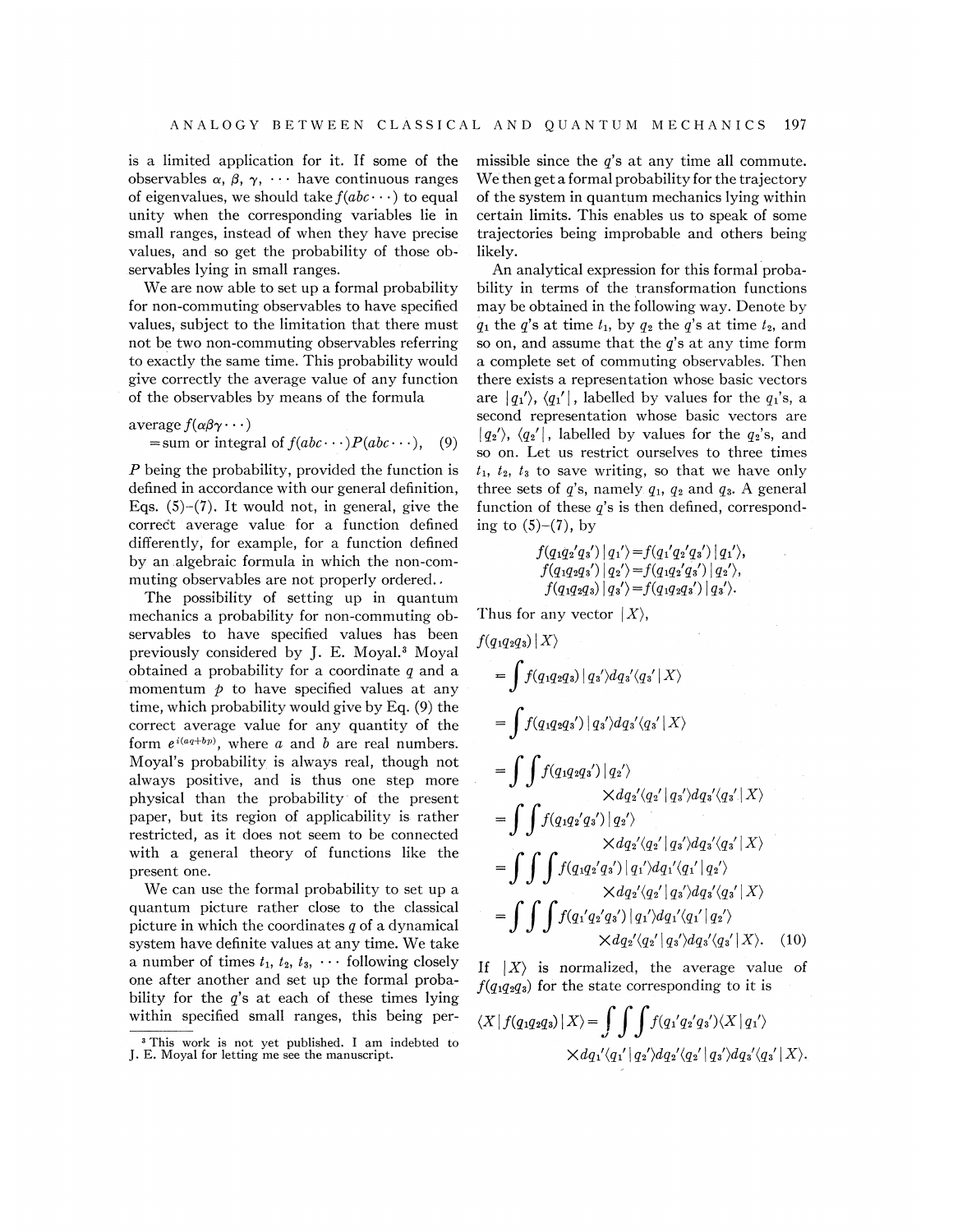is a limited application for it. If some of the observables $\alpha$, $\beta$, $\gamma$, $\cdots$ have continuous ranges of eigenvalues, we should take $f(abc\cdots)$ to equal unity when the corresponding variables lie in small ranges, instead of when they have precise values, and so get the probability of those observables lying in small ranges.

We are now able to set up a formal probability for non-commuting observables to have specified values, subject to the limitation that there must not be two non-commuting observables referring to exactly the same time. This probability would give correctly the average value of any function of the observables by means of the formula

$$\text{average } f(\alpha\beta\gamma\cdots) = \text{sum or integral of } f(abc\cdots)P(abc\cdots), \quad (9)$$

$P$ being the probability, provided the function is defined in accordance with our general definition, Eqs. (5)–(7). It would not, in general, give the correct average value for a function defined differently, for example, for a function defined by an algebraic formula in which the non-commuting observables are not properly ordered.

The possibility of setting up in quantum mechanics a probability for non-commuting observables to have specified values has been previously considered by J. E. Moyal.[3] Moyal obtained a probability for a coordinate $q$ and a momentum $p$ to have specified values at any time, which probability would give by Eq. (9) the correct average value for any quantity of the form $e^{i(aq+bp)}$, where $a$ and $b$ are real numbers. Moyal's probability is always real, though not always positive, and is thus one step more physical than the probability of the present paper, but its region of applicability is rather restricted, as it does not seem to be connected with a general theory of functions like the present one.

We can use the formal probability to set up a quantum picture rather close to the classical picture in which the coordinates $q$ of a dynamical system have definite values at any time. We take a number of times $t_1$, $t_2$, $t_3$, $\cdots$ following closely one after another and set up the formal probability for the $q$'s at each of these times lying within specified small ranges, this being permissible since the $q$'s at any time all commute. We then get a formal probability for the trajectory of the system in quantum mechanics lying within certain limits. This enables us to speak of some trajectories being improbable and others being likely.

An analytical expression for this formal probability in terms of the transformation functions may be obtained in the following way. Denote by $q_1$ the $q$'s at time $t_1$, by $q_2$ the $q$'s at time $t_2$, and so on, and assume that the $q$'s at any time form a complete set of commuting observables. Then there exists a representation whose basic vectors are $|q_1'\rangle$, $\langle q_1'|$, labelled by values for the $q_1$'s, a second representation whose basic vectors are $|q_2'\rangle$, $\langle q_2'|$, labelled by values for the $q_2$'s, and so on. Let us restrict ourselves to three times $t_1$, $t_2$, $t_3$ to save writing, so that we have only three sets of $q$'s, namely $q_1$, $q_2$ and $q_3$. A general function of these $q$'s is then defined, corresponding to (5)–(7), by

$$f(q_1q_2'q_3')|q_1'\rangle = f(q_1'q_2'q_3')|q_1'\rangle,$$
$$f(q_1q_2q_3')|q_2'\rangle = f(q_1q_2'q_3')|q_2'\rangle,$$
$$f(q_1q_2q_3)|q_3'\rangle = f(q_1q_2q_3')|q_3'\rangle.$$

Thus for any vector $|X\rangle$,

$$\begin{aligned}
f(q_1q_2q_3)|X\rangle &= \int f(q_1q_2q_3)|q_3'\rangle dq_3'\langle q_3'|X\rangle \\
&= \int f(q_1q_2q_3')|q_3'\rangle dq_3'\langle q_3'|X\rangle \\
&= \int\int f(q_1q_2q_3')|q_2'\rangle \times dq_2'\langle q_2'|q_3'\rangle dq_3'\langle q_3'|X\rangle \\
&= \int\int f(q_1q_2'q_3')|q_2'\rangle \times dq_2'\langle q_2'|q_3'\rangle dq_3'\langle q_3'|X\rangle \\
&= \int\int\int f(q_1q_2'q_3')|q_1'\rangle dq_1'\langle q_1'|q_2'\rangle \times dq_2'\langle q_2'|q_3'\rangle dq_3'\langle q_3'|X\rangle \\
&= \int\int\int f(q_1'q_2'q_3')|q_1'\rangle dq_1'\langle q_1'|q_2'\rangle \times dq_2'\langle q_2'|q_3'\rangle dq_3'\langle q_3'|X\rangle. \quad (10)
\end{aligned}$$

If $|X\rangle$ is normalized, the average value of $f(q_1q_2q_3)$ for the state corresponding to it is

$$\langle X|f(q_1q_2q_3)|X\rangle = \int\int\int f(q_1'q_2'q_3')\langle X|q_1'\rangle \times dq_1'\langle q_1'|q_2'\rangle dq_2'\langle q_2'|q_3'\rangle dq_3'\langle q_3'|X\rangle.$$

[3] This work is not yet published. I am indebted to J. E. Moyal for letting me see the manuscript.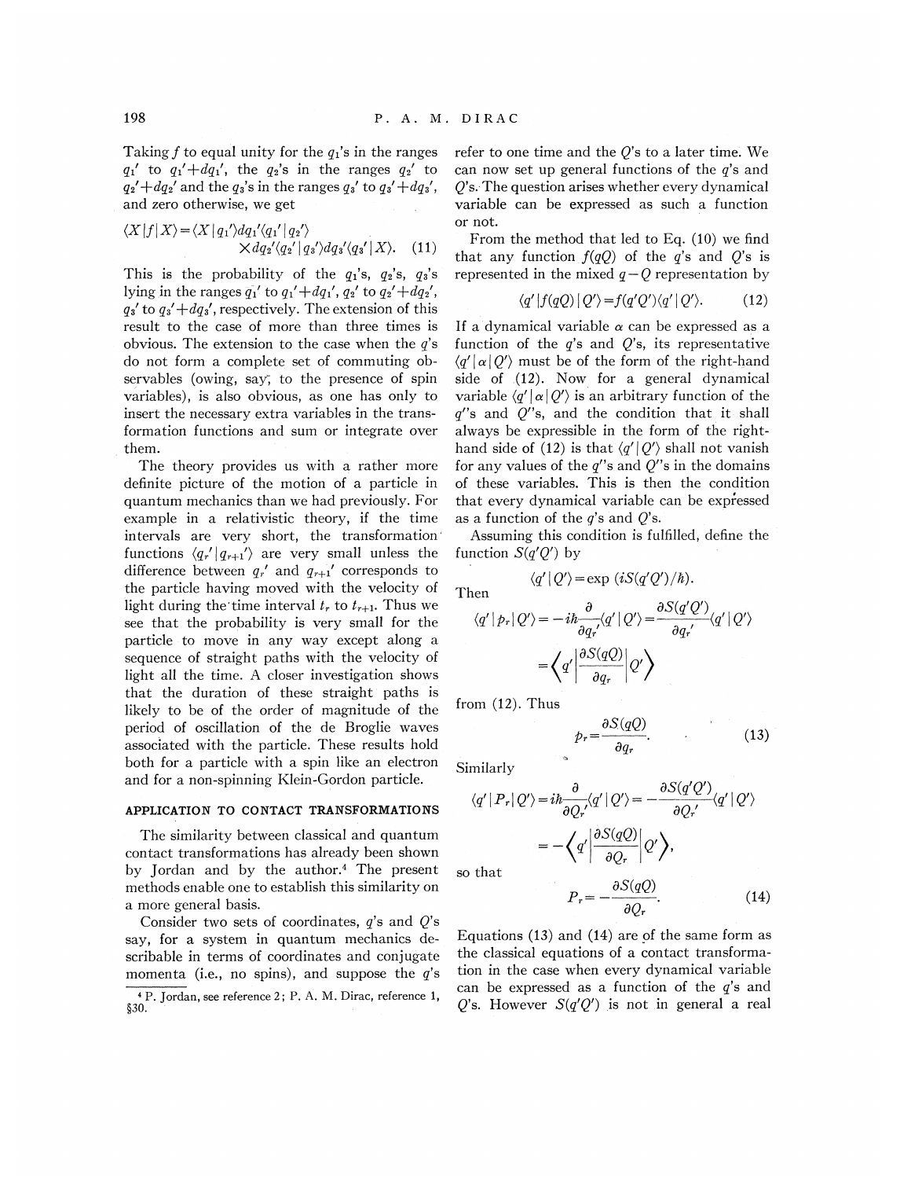Taking $f$ to equal unity for the $q_1$'s in the ranges $q_1'$ to $q_1'+dq_1'$, the $q_2$'s in the ranges $q_2'$ to $q_2'+dq_2'$ and the $q_3$'s in the ranges $q_3'$ to $q_3'+dq_3'$, and zero otherwise, we get

$$\langle X|f|X\rangle = \langle X|q_1'\rangle dq_1' \langle q_1'|q_2'\rangle \times dq_2' \langle q_2'|q_3'\rangle dq_3' \langle q_3'|X\rangle. \quad (11)$$

This is the probability of the $q_1$'s, $q_2$'s, $q_3$'s lying in the ranges $q_1'$ to $q_1'+dq_1'$, $q_2'$ to $q_2'+dq_2'$, $q_3'$ to $q_3'+dq_3'$, respectively. The extension of this result to the case of more than three times is obvious. The extension to the case when the $q$'s do not form a complete set of commuting observables (owing, say, to the presence of spin variables), is also obvious, as one has only to insert the necessary extra variables in the transformation functions and sum or integrate over them.

The theory provides us with a rather more definite picture of the motion of a particle in quantum mechanics than we had previously. For example in a relativistic theory, if the time intervals are very short, the transformation functions $\langle q_r'|q_{r+1}'\rangle$ are very small unless the difference between $q_r'$ and $q_{r+1}'$ corresponds to the particle having moved with the velocity of light during the time interval $t_r$ to $t_{r+1}$. Thus we see that the probability is very small for the particle to move in any way except along a sequence of straight paths with the velocity of light all the time. A closer investigation shows that the duration of these straight paths is likely to be of the order of magnitude of the period of oscillation of the de Broglie waves associated with the particle. These results hold both for a particle with a spin like an electron and for a non-spinning Klein-Gordon particle.

## APPLICATION TO CONTACT TRANSFORMATIONS

The similarity between classical and quantum contact transformations has already been shown by Jordan and by the author.[4] The present methods enable one to establish this similarity on a more general basis.

Consider two sets of coordinates, $q$'s and $Q$'s say, for a system in quantum mechanics describable in terms of coordinates and conjugate momenta (i.e., no spins), and suppose the $q$'s refer to one time and the $Q$'s to a later time. We can now set up general functions of the $q$'s and $Q$'s. The question arises whether every dynamical variable can be expressed as such a function or not.

From the method that led to Eq. (10) we find that any function $f(qQ)$ of the $q$'s and $Q$'s is represented in the mixed $q-Q$ representation by

$$\langle q'|f(qQ)|Q'\rangle = f(q'Q')\langle q'|Q'\rangle. \quad (12)$$

If a dynamical variable $\alpha$ can be expressed as a function of the $q$'s and $Q$'s, its representative $\langle q'|\alpha|Q'\rangle$ must be of the form of the right-hand side of (12). Now for a general dynamical variable $\langle q'|\alpha|Q'\rangle$ is an arbitrary function of the $q'$'s and $Q'$'s, and the condition that it shall always be expressible in the form of the right-hand side of (12) is that $\langle q'|Q'\rangle$ shall not vanish for any values of the $q'$'s and $Q'$'s in the domains of these variables. This is then the condition that every dynamical variable can be expressed as a function of the $q$'s and $Q$'s.

Assuming this condition is fulfilled, define the function $S(q'Q')$ by

$$\langle q'|Q'\rangle = \exp(iS(q'Q')/\hbar).$$

Then

$$\langle q'|p_r|Q'\rangle = -i\hbar\frac{\partial}{\partial q_r'}\langle q'|Q'\rangle = \frac{\partial S(q'Q')}{\partial q_r'}\langle q'|Q'\rangle = \left\langle q'\left|\frac{\partial S(qQ)}{\partial q_r}\right|Q'\right\rangle$$

from (12). Thus

$$p_r = \frac{\partial S(qQ)}{\partial q_r}. \quad (13)$$

Similarly

$$\langle q'|P_r|Q'\rangle = i\hbar\frac{\partial}{\partial Q_r'}\langle q'|Q'\rangle = -\frac{\partial S(q'Q')}{\partial Q_r'}\langle q'|Q'\rangle = -\left\langle q'\left|\frac{\partial S(qQ)}{\partial Q_r}\right|Q'\right\rangle,$$

so that

$$P_r = -\frac{\partial S(qQ)}{\partial Q_r}. \quad (14)$$

Equations (13) and (14) are of the same form as the classical equations of a contact transformation in the case when every dynamical variable can be expressed as a function of the $q$'s and $Q$'s. However $S(q'Q')$ is not in general a real

[4] P. Jordan, see reference 2; P. A. M. Dirac, reference 1, §30.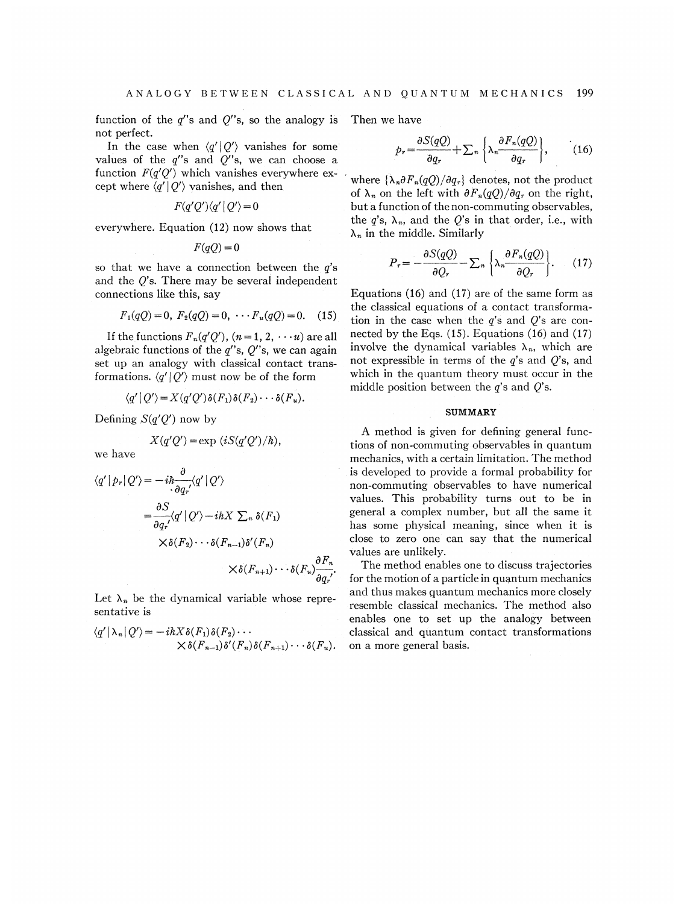function of the $q'$'s and $Q'$'s, so the analogy is not perfect.

In the case when $\langle q'|Q'\rangle$ vanishes for some values of the $q'$'s and $Q'$'s, we can choose a function $F(q'Q')$ which vanishes everywhere except where $\langle q'|Q'\rangle$ vanishes, and then

$$F(q'Q')\langle q'|Q'\rangle = 0$$

everywhere. Equation (12) now shows that

$$F(qQ) = 0$$

so that we have a connection between the $q$'s and the $Q$'s. There may be several independent connections like this, say

$$F_1(qQ) = 0,\ F_2(qQ) = 0,\ \cdots F_u(qQ) = 0. \quad (15)$$

If the functions $F_n(q'Q')$, $(n = 1, 2, \cdots u)$ are all algebraic functions of the $q'$'s, $Q'$'s, we can again set up an analogy with classical contact transformations. $\langle q'|Q'\rangle$ must now be of the form

$$\langle q'|Q'\rangle = X(q'Q')\delta(F_1)\delta(F_2)\cdots\delta(F_u).$$

Defining $S(q'Q')$ now by

$$X(q'Q') = \exp\ (iS(q'Q')/\hbar),$$

we have

$$\begin{aligned}\langle q'|p_r|Q'\rangle &= -i\hbar\frac{\partial}{\partial q_r'}\langle q'|Q'\rangle \\ &= \frac{\partial S}{\partial q_r'}\langle q'|Q'\rangle - i\hbar X \textstyle\sum_n \delta(F_1) \\ &\quad \times\delta(F_2)\cdots\delta(F_{n-1})\delta'(F_n) \\ &\quad \times\delta(F_{n+1})\cdots\delta(F_u)\frac{\partial F_n}{\partial q_r'}.\end{aligned}$$

Let $\lambda_n$ be the dynamical variable whose representative is

$$\langle q'|\lambda_n|Q'\rangle = -i\hbar X\delta(F_1)\delta(F_2)\cdots \times\delta(F_{n-1})\delta'(F_n)\delta(F_{n+1})\cdots\delta(F_u).$$

Then we have

$$p_r = \frac{\partial S(qQ)}{\partial q_r} + \textstyle\sum_n \left\{\lambda_n \frac{\partial F_n(qQ)}{\partial q_r}\right\}, \quad (16)$$

where $\{\lambda_n \partial F_n(qQ)/\partial q_r\}$ denotes, not the product of $\lambda_n$ on the left with $\partial F_n(qQ)/\partial q_r$ on the right, but a function of the non-commuting observables, the $q$'s, $\lambda_n$, and the $Q$'s in that order, i.e., with $\lambda_n$ in the middle. Similarly

$$P_r = -\frac{\partial S(qQ)}{\partial Q_r} - \textstyle\sum_n \left\{\lambda_n \frac{\partial F_n(qQ)}{\partial Q_r}\right\}. \quad (17)$$

Equations (16) and (17) are of the same form as the classical equations of a contact transformation in the case when the $q$'s and $Q$'s are connected by the Eqs. (15). Equations (16) and (17) involve the dynamical variables $\lambda_n$, which are not expressible in terms of the $q$'s and $Q$'s, and which in the quantum theory must occur in the middle position between the $q$'s and $Q$'s.

## SUMMARY

A method is given for defining general functions of non-commuting observables in quantum mechanics, with a certain limitation. The method is developed to provide a formal probability for non-commuting observables to have numerical values. This probability turns out to be in general a complex number, but all the same it has some physical meaning, since when it is close to zero one can say that the numerical values are unlikely.

The method enables one to discuss trajectories for the motion of a particle in quantum mechanics and thus makes quantum mechanics more closely resemble classical mechanics. The method also enables one to set up the analogy between classical and quantum contact transformations on a more general basis.